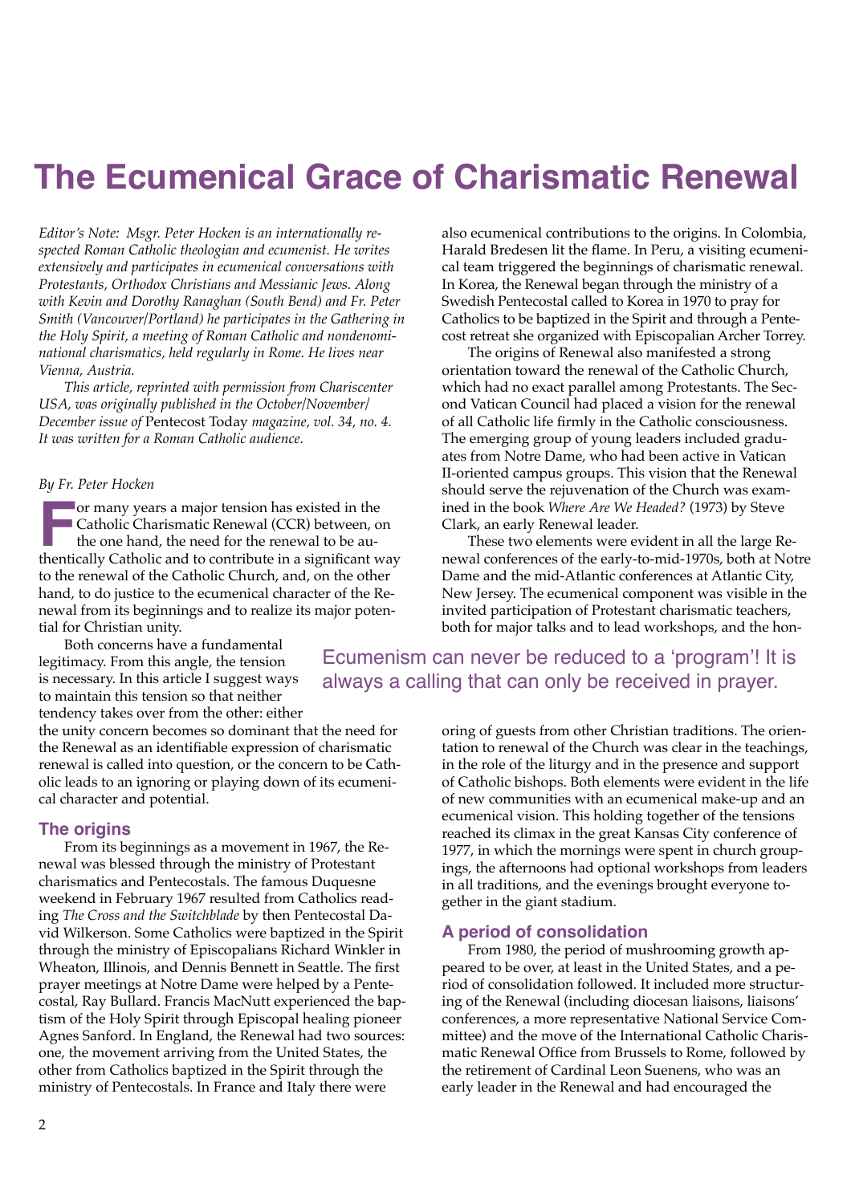# The Ecumenical Grace of Charismatic Renewal

*Editor's Note: Msgr. Peter Hocken is an internationally respected Roman Catholic theologian and ecumenist. He writes extensively and participates in ecumenical conversations with Protestants, Orthodox Christians and Messianic Jews. Along with Kevin and Dorothy Ranaghan (South Bend) and Fr. Peter Smith (Vancouver/Portland) he participates in the Gathering in the Holy Spirit, a meeting of Roman Catholic and nondenominational charismatics, held regularly in Rome. He lives near Vienna, Austria.*

*This article, reprinted with permission from Chariscenter USA, was originally published in the October/November/December issue of* Pentecost Today *magazine, vol. 34, no. 4. It was written for a Roman Catholic audience.*

*By Fr. Peter Hocken*

For many years a major tension has existed in the Catholic Charismatic Renewal (CCR) between, on the one hand, the need for the renewal to be authentically Catholic and to contribute in a significant way to the renewal of the Catholic Church, and, on the other hand, to do justice to the ecumenical character of the Renewal from its beginnings and to realize its major potential for Christian unity.

Both concerns have a fundamental legitimacy. From this angle, the tension is necessary. In this article I suggest ways to maintain this tension so that neither tendency takes over from the other: either the unity concern becomes so dominant that the need for the Renewal as an identifiable expression of charismatic renewal is called into question, or the concern to be Catholic leads to an ignoring or playing down of its ecumenical character and potential.

## The origins

From its beginnings as a movement in 1967, the Renewal was blessed through the ministry of Protestant charismatics and Pentecostals. The famous Duquesne weekend in February 1967 resulted from Catholics reading *The Cross and the Switchblade* by then Pentecostal David Wilkerson. Some Catholics were baptized in the Spirit through the ministry of Episcopalians Richard Winkler in Wheaton, Illinois, and Dennis Bennett in Seattle. The first prayer meetings at Notre Dame were helped by a Pentecostal, Ray Bullard. Francis MacNutt experienced the baptism of the Holy Spirit through Episcopal healing pioneer Agnes Sanford. In England, the Renewal had two sources: one, the movement arriving from the United States, the other from Catholics baptized in the Spirit through the ministry of Pentecostals. In France and Italy there were also ecumenical contributions to the origins. In Colombia, Harald Bredesen lit the flame. In Peru, a visiting ecumenical team triggered the beginnings of charismatic renewal. In Korea, the Renewal began through the ministry of a Swedish Pentecostal called to Korea in 1970 to pray for Catholics to be baptized in the Spirit and through a Pentecost retreat she organized with Episcopalian Archer Torrey.

The origins of Renewal also manifested a strong orientation toward the renewal of the Catholic Church, which had no exact parallel among Protestants. The Second Vatican Council had placed a vision for the renewal of all Catholic life firmly in the Catholic consciousness. The emerging group of young leaders included graduates from Notre Dame, who had been active in Vatican II-oriented campus groups. This vision that the Renewal should serve the rejuvenation of the Church was examined in the book *Where Are We Headed?* (1973) by Steve Clark, an early Renewal leader.

These two elements were evident in all the large Renewal conferences of the early-to-mid-1970s, both at Notre Dame and the mid-Atlantic conferences at Atlantic City, New Jersey. The ecumenical component was visible in the invited participation of Protestant charismatic teachers, both for major talks and to lead workshops, and the honoring of guests from other Christian traditions. The orientation to renewal of the Church was clear in the teachings, in the role of the liturgy and in the presence and support of Catholic bishops. Both elements were evident in the life of new communities with an ecumenical make-up and an ecumenical vision. This holding together of the tensions reached its climax in the great Kansas City conference of 1977, in which the mornings were spent in church groupings, the afternoons had optional workshops from leaders in all traditions, and the evenings brought everyone together in the giant stadium.

> Ecumenism can never be reduced to a 'program'! It is always a calling that can only be received in prayer.

## A period of consolidation

From 1980, the period of mushrooming growth appeared to be over, at least in the United States, and a period of consolidation followed. It included more structuring of the Renewal (including diocesan liaisons, liaisons' conferences, a more representative National Service Committee) and the move of the International Catholic Charismatic Renewal Office from Brussels to Rome, followed by the retirement of Cardinal Leon Suenens, who was an early leader in the Renewal and had encouraged the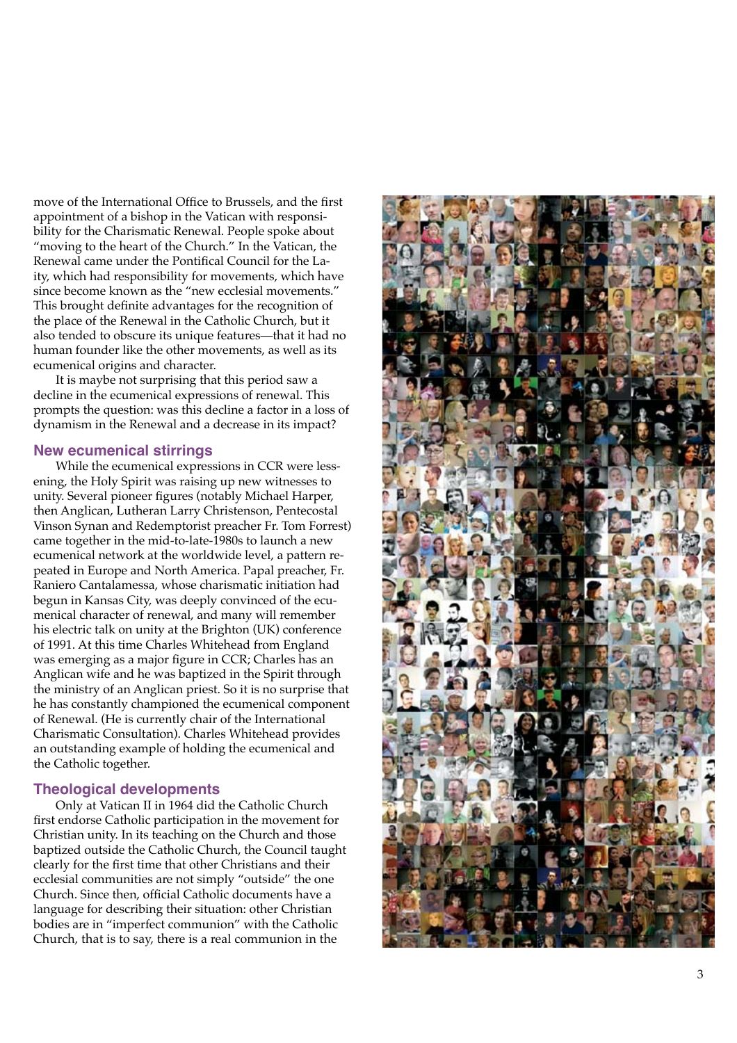move of the International Office to Brussels, and the first appointment of a bishop in the Vatican with responsibility for the Charismatic Renewal. People spoke about "moving to the heart of the Church." In the Vatican, the Renewal came under the Pontifical Council for the Laity, which had responsibility for movements, which have since become known as the "new ecclesial movements." This brought definite advantages for the recognition of the place of the Renewal in the Catholic Church, but it also tended to obscure its unique features—that it had no human founder like the other movements, as well as its ecumenical origins and character.

It is maybe not surprising that this period saw a decline in the ecumenical expressions of renewal. This prompts the question: was this decline a factor in a loss of dynamism in the Renewal and a decrease in its impact?

## New ecumenical stirrings

While the ecumenical expressions in CCR were lessening, the Holy Spirit was raising up new witnesses to unity. Several pioneer figures (notably Michael Harper, then Anglican, Lutheran Larry Christenson, Pentecostal Vinson Synan and Redemptorist preacher Fr. Tom Forrest) came together in the mid-to-late-1980s to launch a new ecumenical network at the worldwide level, a pattern repeated in Europe and North America. Papal preacher, Fr. Raniero Cantalamessa, whose charismatic initiation had begun in Kansas City, was deeply convinced of the ecumenical character of renewal, and many will remember his electric talk on unity at the Brighton (UK) conference of 1991. At this time Charles Whitehead from England was emerging as a major figure in CCR; Charles has an Anglican wife and he was baptized in the Spirit through the ministry of an Anglican priest. So it is no surprise that he has constantly championed the ecumenical component of Renewal. (He is currently chair of the International Charismatic Consultation). Charles Whitehead provides an outstanding example of holding the ecumenical and the Catholic together.

## Theological developments

Only at Vatican II in 1964 did the Catholic Church first endorse Catholic participation in the movement for Christian unity. In its teaching on the Church and those baptized outside the Catholic Church, the Council taught clearly for the first time that other Christians and their ecclesial communities are not simply "outside" the one Church. Since then, official Catholic documents have a language for describing their situation: other Christian bodies are in "imperfect communion" with the Catholic Church, that is to say, there is a real communion in the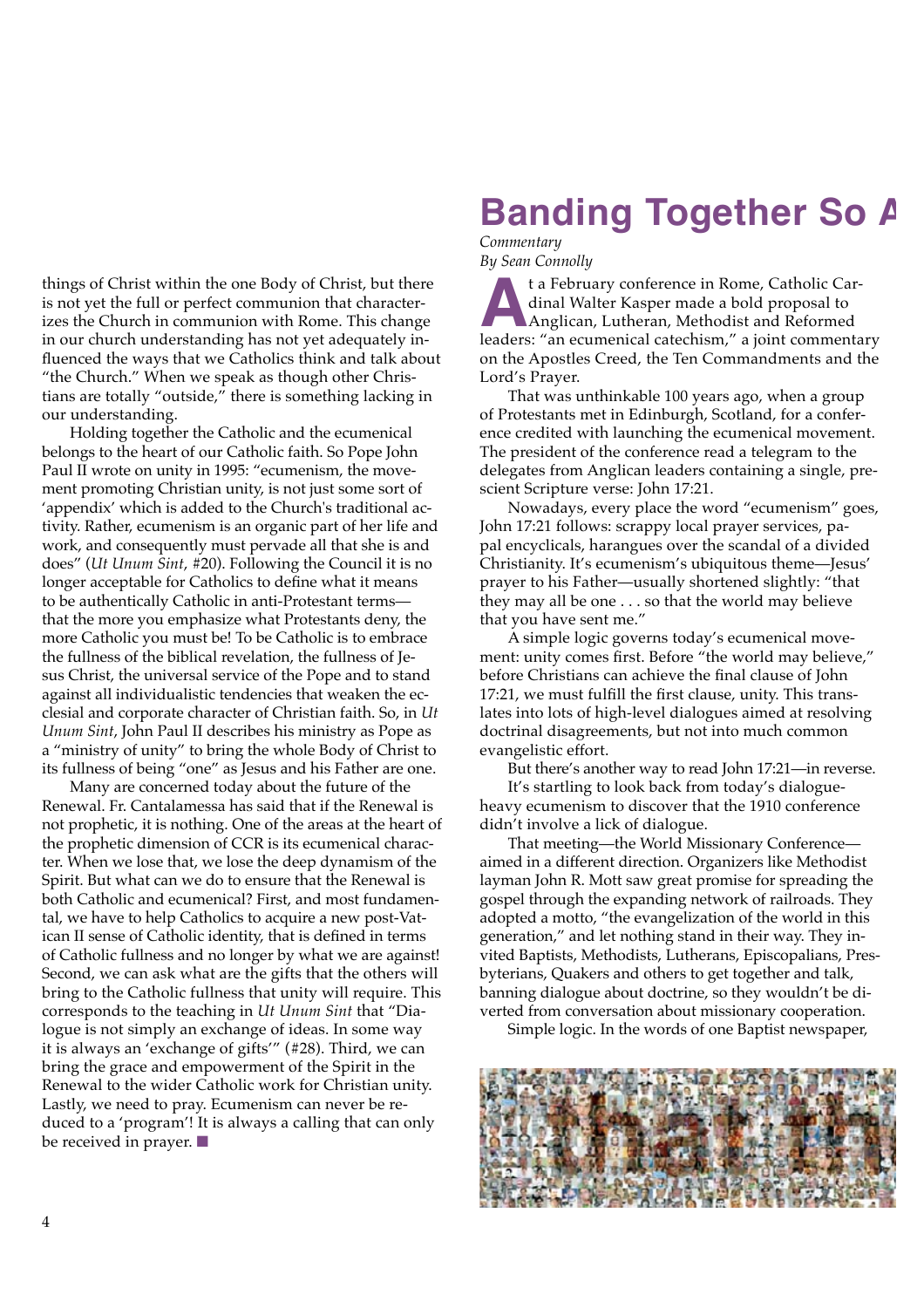things of Christ within the one Body of Christ, but there is not yet the full or perfect communion that characterizes the Church in communion with Rome. This change in our church understanding has not yet adequately influenced the ways that we Catholics think and talk about "the Church." When we speak as though other Christians are totally "outside," there is something lacking in our understanding.

Holding together the Catholic and the ecumenical belongs to the heart of our Catholic faith. So Pope John Paul II wrote on unity in 1995: "ecumenism, the movement promoting Christian unity, is not just some sort of 'appendix' which is added to the Church's traditional activity. Rather, ecumenism is an organic part of her life and work, and consequently must pervade all that she is and does" (*Ut Unum Sint*, #20). Following the Council it is no longer acceptable for Catholics to define what it means to be authentically Catholic in anti-Protestant terms—that the more you emphasize what Protestants deny, the more Catholic you must be! To be Catholic is to embrace the fullness of the biblical revelation, the fullness of Jesus Christ, the universal service of the Pope and to stand against all individualistic tendencies that weaken the ecclesial and corporate character of Christian faith. So, in *Ut Unum Sint*, John Paul II describes his ministry as Pope as a "ministry of unity" to bring the whole Body of Christ to its fullness of being "one" as Jesus and his Father are one.

Many are concerned today about the future of the Renewal. Fr. Cantalamessa has said that if the Renewal is not prophetic, it is nothing. One of the areas at the heart of the prophetic dimension of CCR is its ecumenical character. When we lose that, we lose the deep dynamism of the Spirit. But what can we do to ensure that the Renewal is both Catholic and ecumenical? First, and most fundamental, we have to help Catholics to acquire a new post-Vatican II sense of Catholic identity, that is defined in terms of Catholic fullness and no longer by what we are against! Second, we can ask what are the gifts that the others will bring to the Catholic fullness that unity will require. This corresponds to the teaching in *Ut Unum Sint* that "Dialogue is not simply an exchange of ideas. In some way it is always an 'exchange of gifts'" (#28). Third, we can bring the grace and empowerment of the Spirit in the Renewal to the wider Catholic work for Christian unity. Lastly, we need to pray. Ecumenism can never be reduced to a 'program'! It is always a calling that can only be received in prayer. ■

# Banding Together So A

*Commentary*
*By Sean Connolly*

At a February conference in Rome, Catholic Cardinal Walter Kasper made a bold proposal to Anglican, Lutheran, Methodist and Reformed leaders: "an ecumenical catechism," a joint commentary on the Apostles Creed, the Ten Commandments and the Lord's Prayer.

That was unthinkable 100 years ago, when a group of Protestants met in Edinburgh, Scotland, for a conference credited with launching the ecumenical movement. The president of the conference read a telegram to the delegates from Anglican leaders containing a single, prescient Scripture verse: John 17:21.

Nowadays, every place the word "ecumenism" goes, John 17:21 follows: scrappy local prayer services, papal encyclicals, harangues over the scandal of a divided Christianity. It's ecumenism's ubiquitous theme—Jesus' prayer to his Father—usually shortened slightly: "that they may all be one . . . so that the world may believe that you have sent me."

A simple logic governs today's ecumenical movement: unity comes first. Before "the world may believe," before Christians can achieve the final clause of John 17:21, we must fulfill the first clause, unity. This translates into lots of high-level dialogues aimed at resolving doctrinal disagreements, but not into much common evangelistic effort.

But there's another way to read John 17:21—in reverse.

It's startling to look back from today's dialogue-heavy ecumenism to discover that the 1910 conference didn't involve a lick of dialogue.

That meeting—the World Missionary Conference—aimed in a different direction. Organizers like Methodist layman John R. Mott saw great promise for spreading the gospel through the expanding network of railroads. They adopted a motto, "the evangelization of the world in this generation," and let nothing stand in their way. They invited Baptists, Methodists, Lutherans, Episcopalians, Presbyterians, Quakers and others to get together and talk, banning dialogue about doctrine, so they wouldn't be diverted from conversation about missionary cooperation.

Simple logic. In the words of one Baptist newspaper,